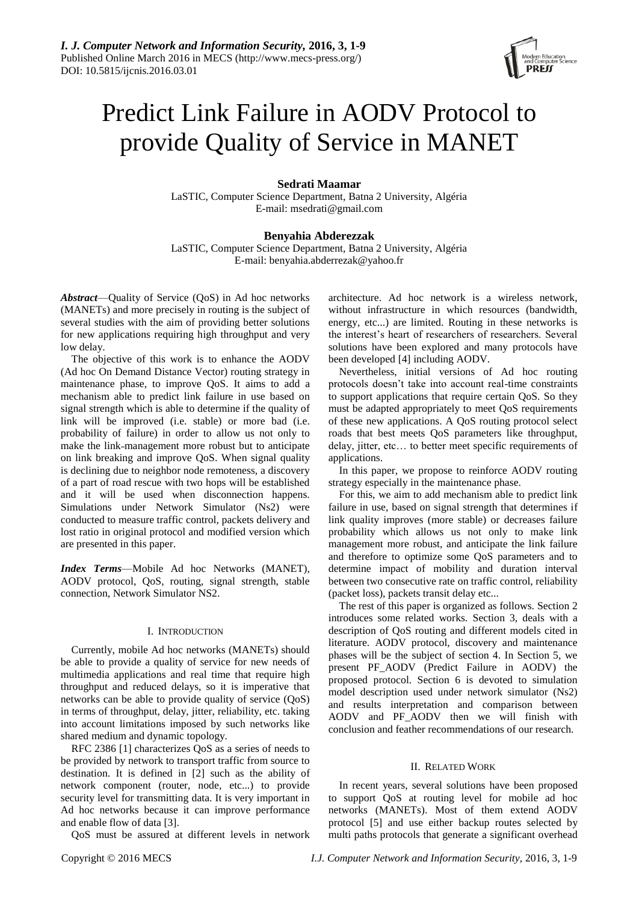# Predict Link Failure in AODV Protocol to provide Quality of Service in MANET

**Sedrati Maamar**

LaSTIC, Computer Science Department, Batna 2 University, Algéria
E-mail: msedrati@gmail.com

**Benyahia Abderezzak**

LaSTIC, Computer Science Department, Batna 2 University, Algéria
E-mail: benyahia.abderrezak@yahoo.fr

***Abstract***—Quality of Service (QoS) in Ad hoc networks (MANETs) and more precisely in routing is the subject of several studies with the aim of providing better solutions for new applications requiring high throughput and very low delay.

The objective of this work is to enhance the AODV (Ad hoc On Demand Distance Vector) routing strategy in maintenance phase, to improve QoS. It aims to add a mechanism able to predict link failure in use based on signal strength which is able to determine if the quality of link will be improved (i.e. stable) or more bad (i.e. probability of failure) in order to allow us not only to make the link-management more robust but to anticipate on link breaking and improve QoS. When signal quality is declining due to neighbor node remoteness, a discovery of a part of road rescue with two hops will be established and it will be used when disconnection happens. Simulations under Network Simulator (Ns2) were conducted to measure traffic control, packets delivery and lost ratio in original protocol and modified version which are presented in this paper.

***Index Terms***—Mobile Ad hoc Networks (MANET), AODV protocol, QoS, routing, signal strength, stable connection, Network Simulator NS2.

## I. Introduction

Currently, mobile Ad hoc networks (MANETs) should be able to provide a quality of service for new needs of multimedia applications and real time that require high throughput and reduced delays, so it is imperative that networks can be able to provide quality of service (QoS) in terms of throughput, delay, jitter, reliability, etc. taking into account limitations imposed by such networks like shared medium and dynamic topology.

RFC 2386 [1] characterizes QoS as a series of needs to be provided by network to transport traffic from source to destination. It is defined in [2] such as the ability of network component (router, node, etc...) to provide security level for transmitting data. It is very important in Ad hoc networks because it can improve performance and enable flow of data [3].

QoS must be assured at different levels in network architecture. Ad hoc network is a wireless network, without infrastructure in which resources (bandwidth, energy, etc...) are limited. Routing in these networks is the interest's heart of researchers of researchers. Several solutions have been explored and many protocols have been developed [4] including AODV.

Nevertheless, initial versions of Ad hoc routing protocols doesn't take into account real-time constraints to support applications that require certain QoS. So they must be adapted appropriately to meet QoS requirements of these new applications. A QoS routing protocol select roads that best meets QoS parameters like throughput, delay, jitter, etc… to better meet specific requirements of applications.

In this paper, we propose to reinforce AODV routing strategy especially in the maintenance phase.

For this, we aim to add mechanism able to predict link failure in use, based on signal strength that determines if link quality improves (more stable) or decreases failure probability which allows us not only to make link management more robust, and anticipate the link failure and therefore to optimize some QoS parameters and to determine impact of mobility and duration interval between two consecutive rate on traffic control, reliability (packet loss), packets transit delay etc...

The rest of this paper is organized as follows. Section 2 introduces some related works. Section 3, deals with a description of QoS routing and different models cited in literature. AODV protocol, discovery and maintenance phases will be the subject of section 4. In Section 5, we present PF_AODV (Predict Failure in AODV) the proposed protocol. Section 6 is devoted to simulation model description used under network simulator (Ns2) and results interpretation and comparison between AODV and PF_AODV then we will finish with conclusion and feather recommendations of our research.

## II. Related Work

In recent years, several solutions have been proposed to support QoS at routing level for mobile ad hoc networks (MANETs). Most of them extend AODV protocol [5] and use either backup routes selected by multi paths protocols that generate a significant overhead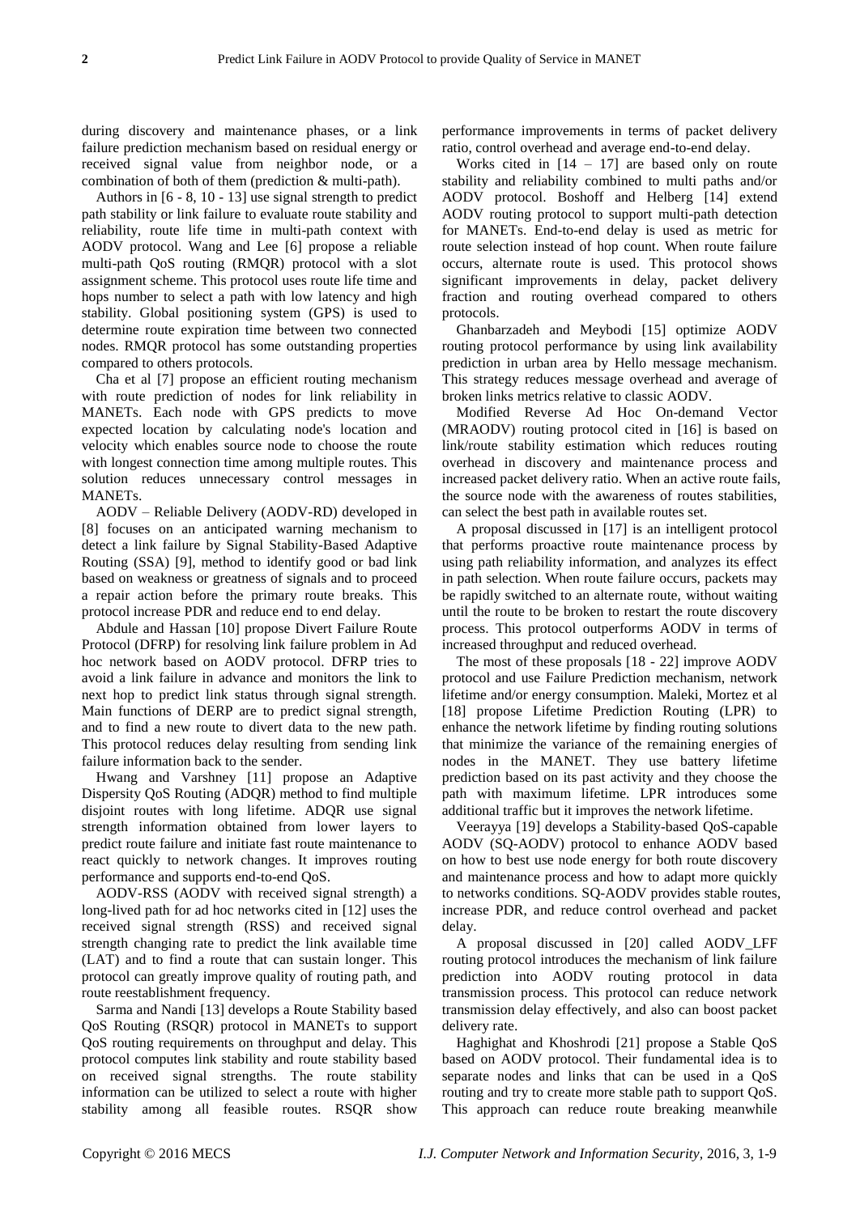during discovery and maintenance phases, or a link failure prediction mechanism based on residual energy or received signal value from neighbor node, or a combination of both of them (prediction & multi-path).

Authors in [6 - 8, 10 - 13] use signal strength to predict path stability or link failure to evaluate route stability and reliability, route life time in multi-path context with AODV protocol. Wang and Lee [6] propose a reliable multi-path QoS routing (RMQR) protocol with a slot assignment scheme. This protocol uses route life time and hops number to select a path with low latency and high stability. Global positioning system (GPS) is used to determine route expiration time between two connected nodes. RMQR protocol has some outstanding properties compared to others protocols.

Cha et al [7] propose an efficient routing mechanism with route prediction of nodes for link reliability in MANETs. Each node with GPS predicts to move expected location by calculating node's location and velocity which enables source node to choose the route with longest connection time among multiple routes. This solution reduces unnecessary control messages in MANETs.

AODV – Reliable Delivery (AODV-RD) developed in [8] focuses on an anticipated warning mechanism to detect a link failure by Signal Stability-Based Adaptive Routing (SSA) [9], method to identify good or bad link based on weakness or greatness of signals and to proceed a repair action before the primary route breaks. This protocol increase PDR and reduce end to end delay.

Abdule and Hassan [10] propose Divert Failure Route Protocol (DFRP) for resolving link failure problem in Ad hoc network based on AODV protocol. DFRP tries to avoid a link failure in advance and monitors the link to next hop to predict link status through signal strength. Main functions of DERP are to predict signal strength, and to find a new route to divert data to the new path. This protocol reduces delay resulting from sending link failure information back to the sender.

Hwang and Varshney [11] propose an Adaptive Dispersity QoS Routing (ADQR) method to find multiple disjoint routes with long lifetime. ADQR use signal strength information obtained from lower layers to predict route failure and initiate fast route maintenance to react quickly to network changes. It improves routing performance and supports end-to-end QoS.

AODV-RSS (AODV with received signal strength) a long-lived path for ad hoc networks cited in [12] uses the received signal strength (RSS) and received signal strength changing rate to predict the link available time (LAT) and to find a route that can sustain longer. This protocol can greatly improve quality of routing path, and route reestablishment frequency.

Sarma and Nandi [13] develops a Route Stability based QoS Routing (RSQR) protocol in MANETs to support QoS routing requirements on throughput and delay. This protocol computes link stability and route stability based on received signal strengths. The route stability information can be utilized to select a route with higher stability among all feasible routes. RSQR show performance improvements in terms of packet delivery ratio, control overhead and average end-to-end delay.

Works cited in [14 – 17] are based only on route stability and reliability combined to multi paths and/or AODV protocol. Boshoff and Helberg [14] extend AODV routing protocol to support multi-path detection for MANETs. End-to-end delay is used as metric for route selection instead of hop count. When route failure occurs, alternate route is used. This protocol shows significant improvements in delay, packet delivery fraction and routing overhead compared to others protocols.

Ghanbarzadeh and Meybodi [15] optimize AODV routing protocol performance by using link availability prediction in urban area by Hello message mechanism. This strategy reduces message overhead and average of broken links metrics relative to classic AODV.

Modified Reverse Ad Hoc On-demand Vector (MRAODV) routing protocol cited in [16] is based on link/route stability estimation which reduces routing overhead in discovery and maintenance process and increased packet delivery ratio. When an active route fails, the source node with the awareness of routes stabilities, can select the best path in available routes set.

A proposal discussed in [17] is an intelligent protocol that performs proactive route maintenance process by using path reliability information, and analyzes its effect in path selection. When route failure occurs, packets may be rapidly switched to an alternate route, without waiting until the route to be broken to restart the route discovery process. This protocol outperforms AODV in terms of increased throughput and reduced overhead.

The most of these proposals [18 - 22] improve AODV protocol and use Failure Prediction mechanism, network lifetime and/or energy consumption. Maleki, Mortez et al [18] propose Lifetime Prediction Routing (LPR) to enhance the network lifetime by finding routing solutions that minimize the variance of the remaining energies of nodes in the MANET. They use battery lifetime prediction based on its past activity and they choose the path with maximum lifetime. LPR introduces some additional traffic but it improves the network lifetime.

Veerayya [19] develops a Stability-based QoS-capable AODV (SQ-AODV) protocol to enhance AODV based on how to best use node energy for both route discovery and maintenance process and how to adapt more quickly to networks conditions. SQ-AODV provides stable routes, increase PDR, and reduce control overhead and packet delay.

A proposal discussed in [20] called AODV_LFF routing protocol introduces the mechanism of link failure prediction into AODV routing protocol in data transmission process. This protocol can reduce network transmission delay effectively, and also can boost packet delivery rate.

Haghighat and Khoshrodi [21] propose a Stable QoS based on AODV protocol. Their fundamental idea is to separate nodes and links that can be used in a QoS routing and try to create more stable path to support QoS. This approach can reduce route breaking meanwhile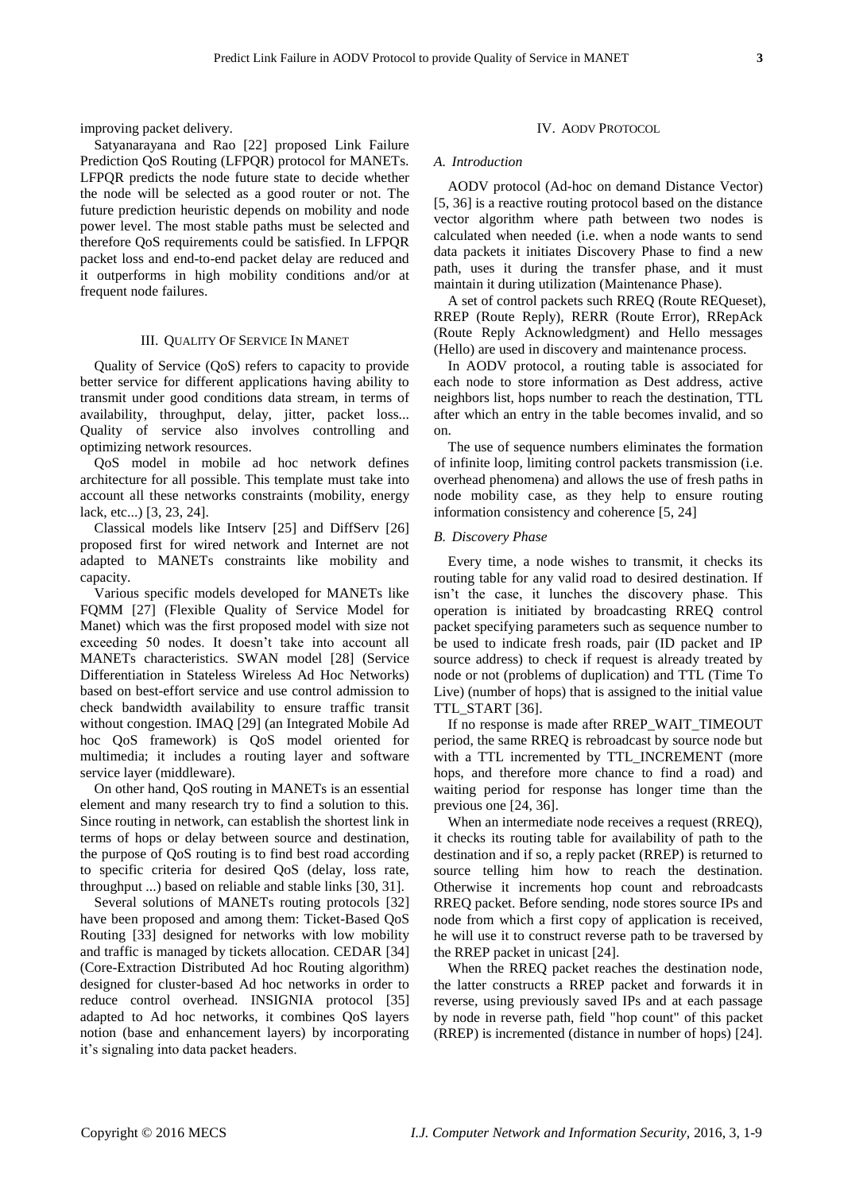improving packet delivery.

Satyanarayana and Rao [22] proposed Link Failure Prediction QoS Routing (LFPQR) protocol for MANETs. LFPQR predicts the node future state to decide whether the node will be selected as a good router or not. The future prediction heuristic depends on mobility and node power level. The most stable paths must be selected and therefore QoS requirements could be satisfied. In LFPQR packet loss and end-to-end packet delay are reduced and it outperforms in high mobility conditions and/or at frequent node failures.

## III. Quality Of Service In Manet

Quality of Service (QoS) refers to capacity to provide better service for different applications having ability to transmit under good conditions data stream, in terms of availability, throughput, delay, jitter, packet loss... Quality of service also involves controlling and optimizing network resources.

QoS model in mobile ad hoc network defines architecture for all possible. This template must take into account all these networks constraints (mobility, energy lack, etc...) [3, 23, 24].

Classical models like Intserv [25] and DiffServ [26] proposed first for wired network and Internet are not adapted to MANETs constraints like mobility and capacity.

Various specific models developed for MANETs like FQMM [27] (Flexible Quality of Service Model for Manet) which was the first proposed model with size not exceeding 50 nodes. It doesn't take into account all MANETs characteristics. SWAN model [28] (Service Differentiation in Stateless Wireless Ad Hoc Networks) based on best-effort service and use control admission to check bandwidth availability to ensure traffic transit without congestion. IMAQ [29] (an Integrated Mobile Ad hoc QoS framework) is QoS model oriented for multimedia; it includes a routing layer and software service layer (middleware).

On other hand, QoS routing in MANETs is an essential element and many research try to find a solution to this. Since routing in network, can establish the shortest link in terms of hops or delay between source and destination, the purpose of QoS routing is to find best road according to specific criteria for desired QoS (delay, loss rate, throughput ...) based on reliable and stable links [30, 31].

Several solutions of MANETs routing protocols [32] have been proposed and among them: Ticket-Based QoS Routing [33] designed for networks with low mobility and traffic is managed by tickets allocation. CEDAR [34] (Core-Extraction Distributed Ad hoc Routing algorithm) designed for cluster-based Ad hoc networks in order to reduce control overhead. INSIGNIA protocol [35] adapted to Ad hoc networks, it combines QoS layers notion (base and enhancement layers) by incorporating it's signaling into data packet headers.

## IV. AODV Protocol

### *A. Introduction*

AODV protocol (Ad-hoc on demand Distance Vector) [5, 36] is a reactive routing protocol based on the distance vector algorithm where path between two nodes is calculated when needed (i.e. when a node wants to send data packets it initiates Discovery Phase to find a new path, uses it during the transfer phase, and it must maintain it during utilization (Maintenance Phase).

A set of control packets such RREQ (Route REQueset), RREP (Route Reply), RERR (Route Error), RRepAck (Route Reply Acknowledgment) and Hello messages (Hello) are used in discovery and maintenance process.

In AODV protocol, a routing table is associated for each node to store information as Dest address, active neighbors list, hops number to reach the destination, TTL after which an entry in the table becomes invalid, and so on.

The use of sequence numbers eliminates the formation of infinite loop, limiting control packets transmission (i.e. overhead phenomena) and allows the use of fresh paths in node mobility case, as they help to ensure routing information consistency and coherence [5, 24]

### *B. Discovery Phase*

Every time, a node wishes to transmit, it checks its routing table for any valid road to desired destination. If isn't the case, it lunches the discovery phase. This operation is initiated by broadcasting RREQ control packet specifying parameters such as sequence number to be used to indicate fresh roads, pair (ID packet and IP source address) to check if request is already treated by node or not (problems of duplication) and TTL (Time To Live) (number of hops) that is assigned to the initial value TTL_START [36].

If no response is made after RREP_WAIT_TIMEOUT period, the same RREQ is rebroadcast by source node but with a TTL incremented by TTL_INCREMENT (more hops, and therefore more chance to find a road) and waiting period for response has longer time than the previous one [24, 36].

When an intermediate node receives a request (RREQ), it checks its routing table for availability of path to the destination and if so, a reply packet (RREP) is returned to source telling him how to reach the destination. Otherwise it increments hop count and rebroadcasts RREQ packet. Before sending, node stores source IPs and node from which a first copy of application is received, he will use it to construct reverse path to be traversed by the RREP packet in unicast [24].

When the RREQ packet reaches the destination node, the latter constructs a RREP packet and forwards it in reverse, using previously saved IPs and at each passage by node in reverse path, field "hop count" of this packet (RREP) is incremented (distance in number of hops) [24].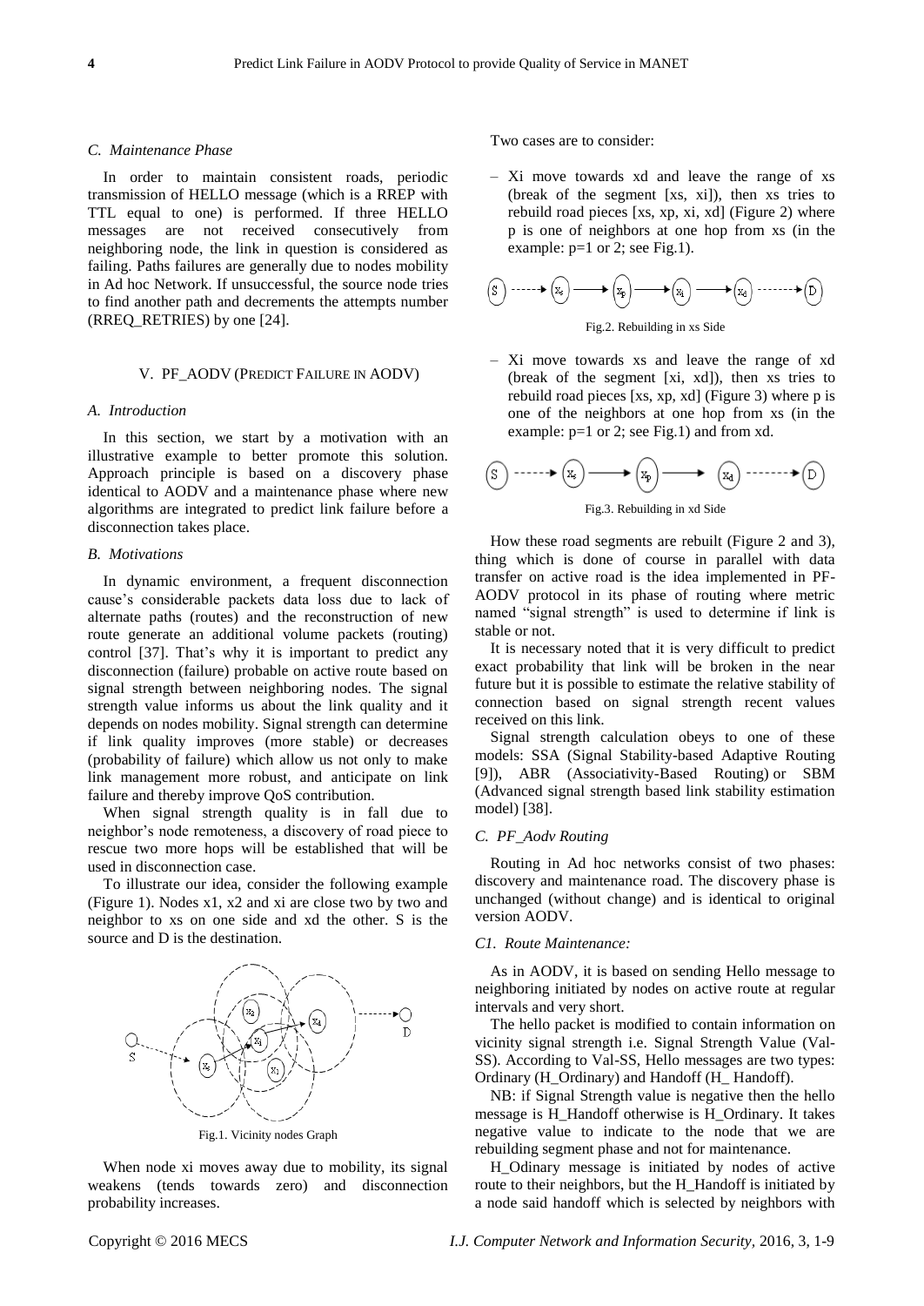### *C. Maintenance Phase*

In order to maintain consistent roads, periodic transmission of HELLO message (which is a RREP with TTL equal to one) is performed. If three HELLO messages are not received consecutively from neighboring node, the link in question is considered as failing. Paths failures are generally due to nodes mobility in Ad hoc Network. If unsuccessful, the source node tries to find another path and decrements the attempts number (RREQ_RETRIES) by one [24].

## V. PF_AODV (Predict Failure in AODV)

### *A. Introduction*

In this section, we start by a motivation with an illustrative example to better promote this solution. Approach principle is based on a discovery phase identical to AODV and a maintenance phase where new algorithms are integrated to predict link failure before a disconnection takes place.

### *B. Motivations*

In dynamic environment, a frequent disconnection cause's considerable packets data loss due to lack of alternate paths (routes) and the reconstruction of new route generate an additional volume packets (routing) control [37]. That's why it is important to predict any disconnection (failure) probable on active route based on signal strength between neighboring nodes. The signal strength value informs us about the link quality and it depends on nodes mobility. Signal strength can determine if link quality improves (more stable) or decreases (probability of failure) which allow us not only to make link management more robust, and anticipate on link failure and thereby improve QoS contribution.

When signal strength quality is in fall due to neighbor's node remoteness, a discovery of road piece to rescue two more hops will be established that will be used in disconnection case.

To illustrate our idea, consider the following example (Figure 1). Nodes x1, x2 and xi are close two by two and neighbor to xs on one side and xd the other. S is the source and D is the destination.

Fig.1. Vicinity nodes Graph

When node xi moves away due to mobility, its signal weakens (tends towards zero) and disconnection probability increases.

Two cases are to consider:

– Xi move towards xd and leave the range of xs (break of the segment [xs, xi]), then xs tries to rebuild road pieces [xs, xp, xi, xd] (Figure 2) where p is one of neighbors at one hop from xs (in the example: p=1 or 2; see Fig.1).

Fig.2. Rebuilding in xs Side

– Xi move towards xs and leave the range of xd (break of the segment [xi, xd]), then xs tries to rebuild road pieces [xs, xp, xd] (Figure 3) where p is one of the neighbors at one hop from xs (in the example: p=1 or 2; see Fig.1) and from xd.

Fig.3. Rebuilding in xd Side

How these road segments are rebuilt (Figure 2 and 3), thing which is done of course in parallel with data transfer on active road is the idea implemented in PF-AODV protocol in its phase of routing where metric named "signal strength" is used to determine if link is stable or not.

It is necessary noted that it is very difficult to predict exact probability that link will be broken in the near future but it is possible to estimate the relative stability of connection based on signal strength recent values received on this link.

Signal strength calculation obeys to one of these models: SSA (Signal Stability-based Adaptive Routing [9]), ABR (Associativity-Based Routing) or SBM (Advanced signal strength based link stability estimation model) [38].

### *C. PF_Aodv Routing*

Routing in Ad hoc networks consist of two phases: discovery and maintenance road. The discovery phase is unchanged (without change) and is identical to original version AODV.

#### *C1. Route Maintenance:*

As in AODV, it is based on sending Hello message to neighboring initiated by nodes on active route at regular intervals and very short.

The hello packet is modified to contain information on vicinity signal strength i.e. Signal Strength Value (Val-SS). According to Val-SS, Hello messages are two types: Ordinary (H_Ordinary) and Handoff (H_ Handoff).

NB: if Signal Strength value is negative then the hello message is H_Handoff otherwise is H_Ordinary. It takes negative value to indicate to the node that we are rebuilding segment phase and not for maintenance.

H_Odinary message is initiated by nodes of active route to their neighbors, but the H_Handoff is initiated by a node said handoff which is selected by neighbors with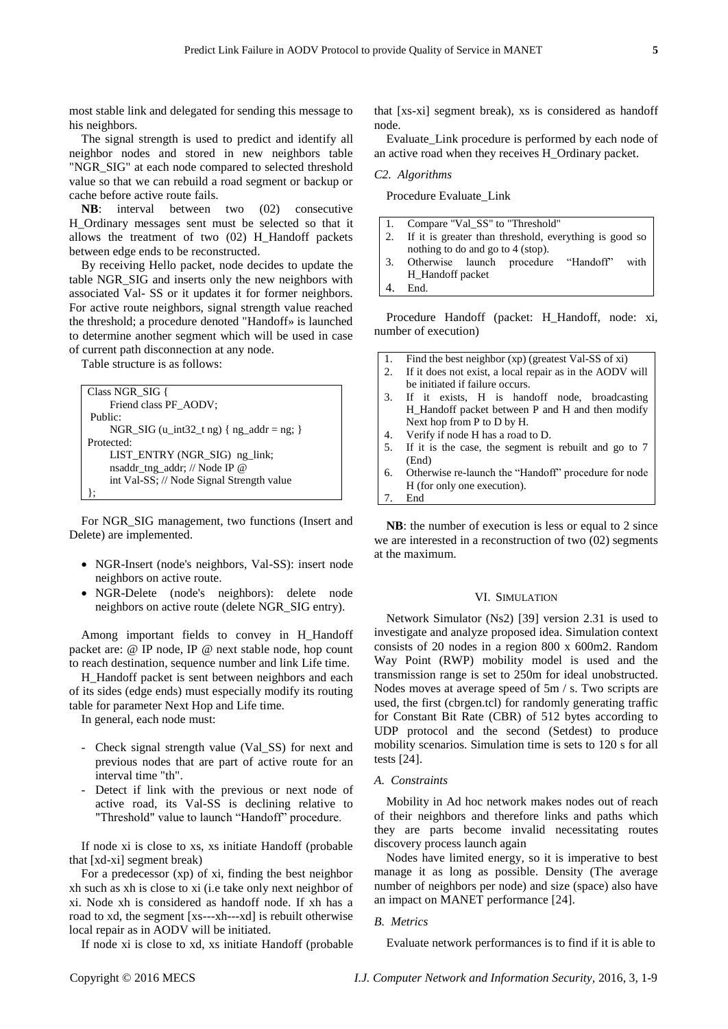most stable link and delegated for sending this message to his neighbors.

The signal strength is used to predict and identify all neighbor nodes and stored in new neighbors table "NGR_SIG" at each node compared to selected threshold value so that we can rebuild a road segment or backup or cache before active route fails.

**NB**: interval between two (02) consecutive H_Ordinary messages sent must be selected so that it allows the treatment of two (02) H_Handoff packets between edge ends to be reconstructed.

By receiving Hello packet, node decides to update the table NGR_SIG and inserts only the new neighbors with associated Val- SS or it updates it for former neighbors. For active route neighbors, signal strength value reached the threshold; a procedure denoted "Handoff» is launched to determine another segment which will be used in case of current path disconnection at any node.

Table structure is as follows:

```
Class NGR_SIG {
    Friend class PF_AODV;
 Public:
    NGR_SIG (u_int32_t ng) { ng_addr = ng; }
Protected:
    LIST_ENTRY (NGR_SIG)  ng_link;
    nsaddr_tng_addr; // Node IP @
    int Val-SS; // Node Signal Strength value
};
```

For NGR_SIG management, two functions (Insert and Delete) are implemented.

- NGR-Insert (node's neighbors, Val-SS): insert node neighbors on active route.
- NGR-Delete (node's neighbors): delete node neighbors on active route (delete NGR_SIG entry).

Among important fields to convey in H_Handoff packet are: @ IP node, IP @ next stable node, hop count to reach destination, sequence number and link Life time.

H_Handoff packet is sent between neighbors and each of its sides (edge ends) must especially modify its routing table for parameter Next Hop and Life time.

In general, each node must:

- Check signal strength value (Val_SS) for next and previous nodes that are part of active route for an interval time "th".
- Detect if link with the previous or next node of active road, its Val-SS is declining relative to "Threshold" value to launch "Handoff" procedure.

If node xi is close to xs, xs initiate Handoff (probable that [xd-xi] segment break)

For a predecessor (xp) of xi, finding the best neighbor xh such as xh is close to xi (i.e take only next neighbor of xi. Node xh is considered as handoff node. If xh has a road to xd, the segment [xs---xh---xd] is rebuilt otherwise local repair as in AODV will be initiated.

If node xi is close to xd, xs initiate Handoff (probable that [xs-xi] segment break), xs is considered as handoff node.

Evaluate_Link procedure is performed by each node of an active road when they receives H_Ordinary packet.

*C2. Algorithms*

Procedure Evaluate_Link

1. Compare "Val_SS" to "Threshold"
2. If it is greater than threshold, everything is good so nothing to do and go to 4 (stop).
3. Otherwise launch procedure "Handoff" with H_Handoff packet
4. End.

Procedure Handoff (packet: H_Handoff, node: xi, number of execution)

1. Find the best neighbor (xp) (greatest Val-SS of xi)
2. If it does not exist, a local repair as in the AODV will be initiated if failure occurs.
3. If it exists, H is handoff node, broadcasting H_Handoff packet between P and H and then modify Next hop from P to D by H.
4. Verify if node H has a road to D.
5. If it is the case, the segment is rebuilt and go to 7 (End)
6. Otherwise re-launch the "Handoff" procedure for node H (for only one execution).
7. End

**NB**: the number of execution is less or equal to 2 since we are interested in a reconstruction of two (02) segments at the maximum.

## VI. Simulation

Network Simulator (Ns2) [39] version 2.31 is used to investigate and analyze proposed idea. Simulation context consists of 20 nodes in a region 800 x 600m2. Random Way Point (RWP) mobility model is used and the transmission range is set to 250m for ideal unobstructed. Nodes moves at average speed of 5m / s. Two scripts are used, the first (cbrgen.tcl) for randomly generating traffic for Constant Bit Rate (CBR) of 512 bytes according to UDP protocol and the second (Setdest) to produce mobility scenarios. Simulation time is sets to 120 s for all tests [24].

### *A. Constraints*

Mobility in Ad hoc network makes nodes out of reach of their neighbors and therefore links and paths which they are parts become invalid necessitating routes discovery process launch again

Nodes have limited energy, so it is imperative to best manage it as long as possible. Density (The average number of neighbors per node) and size (space) also have an impact on MANET performance [24].

### *B. Metrics*

Evaluate network performances is to find if it is able to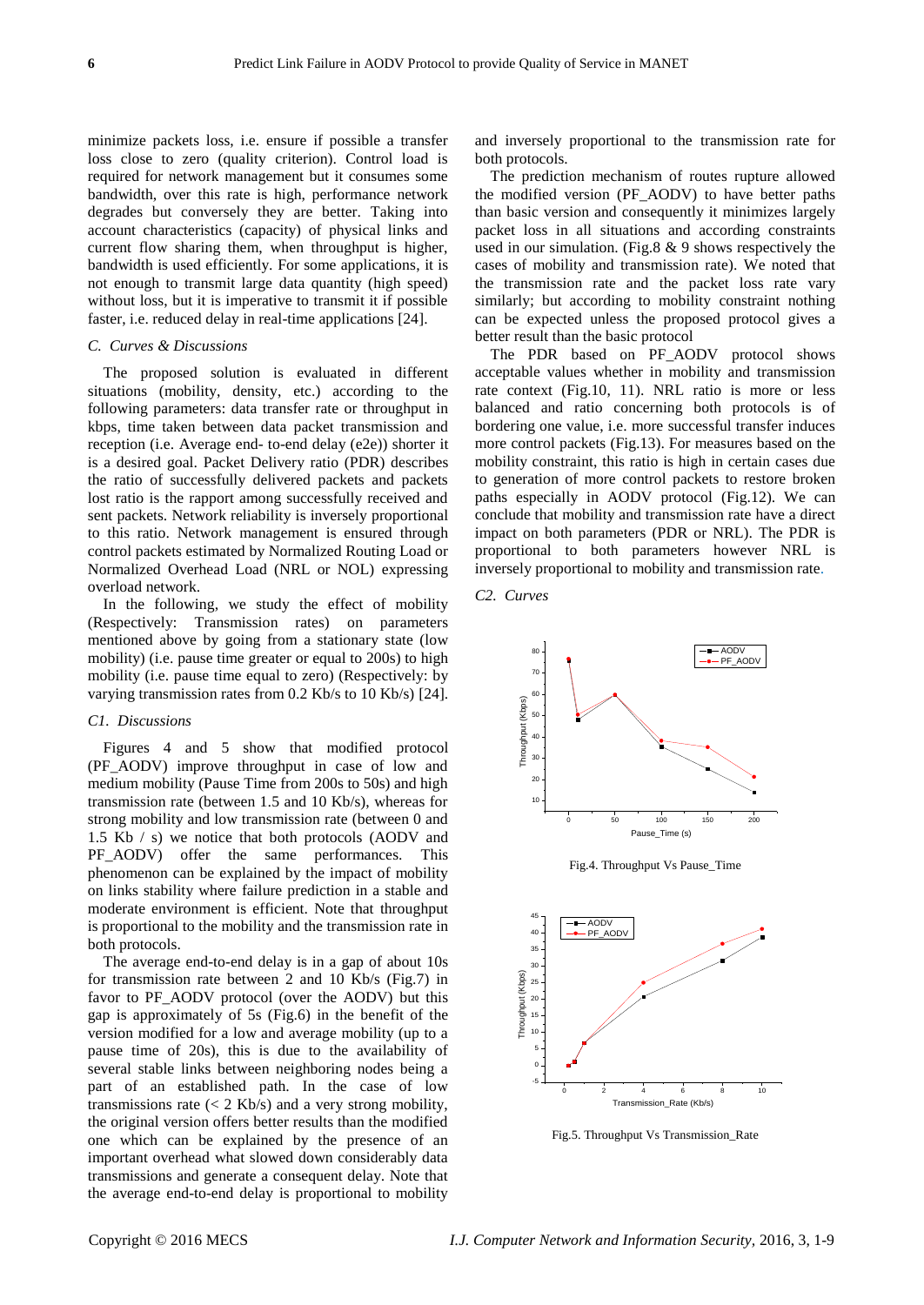minimize packets loss, i.e. ensure if possible a transfer loss close to zero (quality criterion). Control load is required for network management but it consumes some bandwidth, over this rate is high, performance network degrades but conversely they are better. Taking into account characteristics (capacity) of physical links and current flow sharing them, when throughput is higher, bandwidth is used efficiently. For some applications, it is not enough to transmit large data quantity (high speed) without loss, but it is imperative to transmit it if possible faster, i.e. reduced delay in real-time applications [24].

### *C. Curves & Discussions*

The proposed solution is evaluated in different situations (mobility, density, etc.) according to the following parameters: data transfer rate or throughput in kbps, time taken between data packet transmission and reception (i.e. Average end- to-end delay (e2e)) shorter it is a desired goal. Packet Delivery ratio (PDR) describes the ratio of successfully delivered packets and packets lost ratio is the rapport among successfully received and sent packets. Network reliability is inversely proportional to this ratio. Network management is ensured through control packets estimated by Normalized Routing Load or Normalized Overhead Load (NRL or NOL) expressing overload network.

In the following, we study the effect of mobility (Respectively: Transmission rates) on parameters mentioned above by going from a stationary state (low mobility) (i.e. pause time greater or equal to 200s) to high mobility (i.e. pause time equal to zero) (Respectively: by varying transmission rates from 0.2 Kb/s to 10 Kb/s) [24].

#### *C1. Discussions*

Figures 4 and 5 show that modified protocol (PF_AODV) improve throughput in case of low and medium mobility (Pause Time from 200s to 50s) and high transmission rate (between 1.5 and 10 Kb/s), whereas for strong mobility and low transmission rate (between 0 and 1.5 Kb / s) we notice that both protocols (AODV and PF_AODV) offer the same performances. This phenomenon can be explained by the impact of mobility on links stability where failure prediction in a stable and moderate environment is efficient. Note that throughput is proportional to the mobility and the transmission rate in both protocols.

The average end-to-end delay is in a gap of about 10s for transmission rate between 2 and 10 Kb/s (Fig.7) in favor to PF_AODV protocol (over the AODV) but this gap is approximately of 5s (Fig.6) in the benefit of the version modified for a low and average mobility (up to a pause time of 20s), this is due to the availability of several stable links between neighboring nodes being a part of an established path. In the case of low transmissions rate (< 2 Kb/s) and a very strong mobility, the original version offers better results than the modified one which can be explained by the presence of an important overhead what slowed down considerably data transmissions and generate a consequent delay. Note that the average end-to-end delay is proportional to mobility and inversely proportional to the transmission rate for both protocols.

The prediction mechanism of routes rupture allowed the modified version (PF_AODV) to have better paths than basic version and consequently it minimizes largely packet loss in all situations and according constraints used in our simulation. (Fig.8 & 9 shows respectively the cases of mobility and transmission rate). We noted that the transmission rate and the packet loss rate vary similarly; but according to mobility constraint nothing can be expected unless the proposed protocol gives a better result than the basic protocol

The PDR based on PF_AODV protocol shows acceptable values whether in mobility and transmission rate context (Fig.10, 11). NRL ratio is more or less balanced and ratio concerning both protocols is of bordering one value, i.e. more successful transfer induces more control packets (Fig.13). For measures based on the mobility constraint, this ratio is high in certain cases due to generation of more control packets to restore broken paths especially in AODV protocol (Fig.12). We can conclude that mobility and transmission rate have a direct impact on both parameters (PDR or NRL). The PDR is proportional to both parameters however NRL is inversely proportional to mobility and transmission rate.

#### *C2. Curves*

Fig.4. Throughput Vs Pause_Time

Fig.5. Throughput Vs Transmission_Rate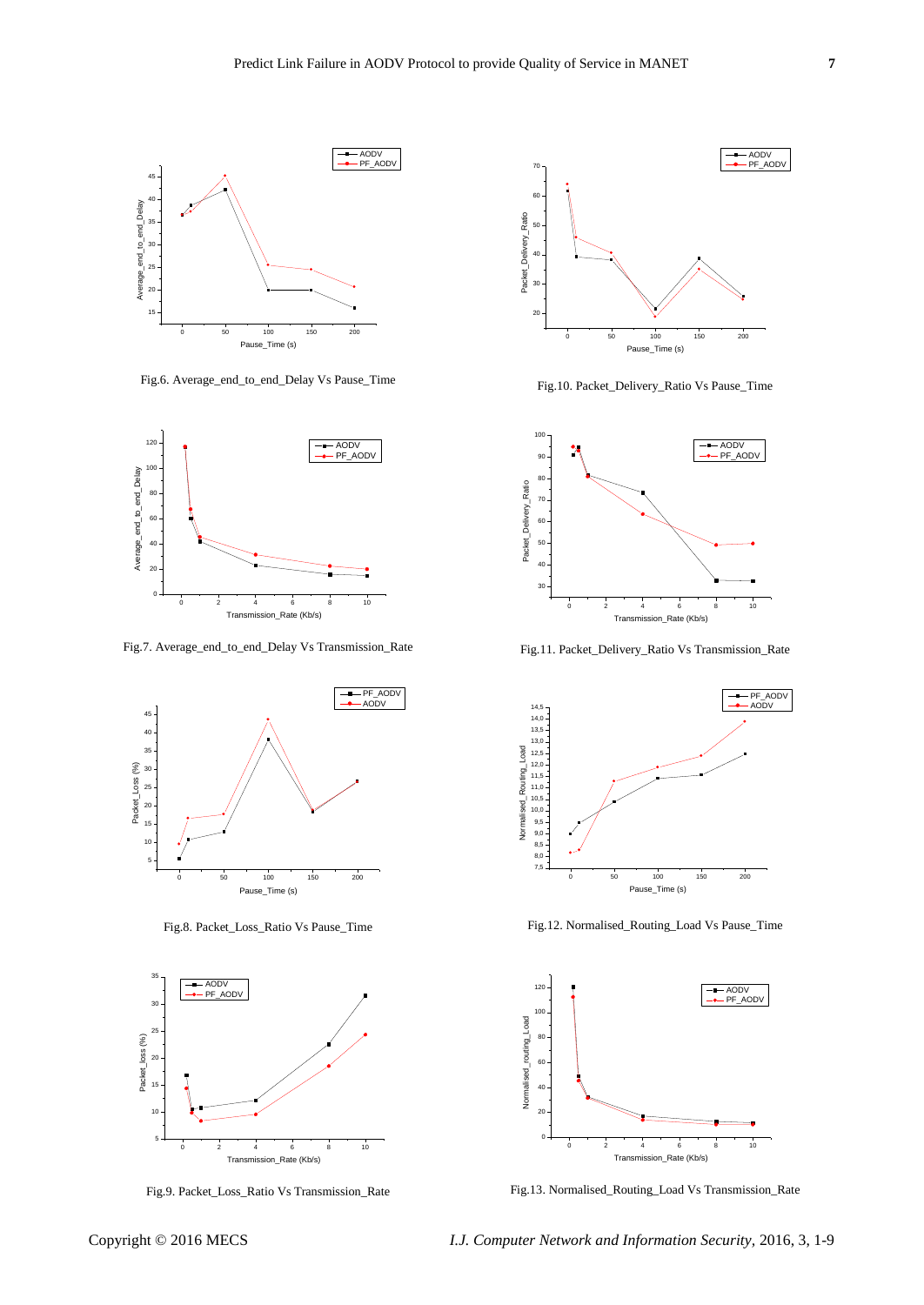Fig.6. Average_end_to_end_Delay Vs Pause_Time

Fig.10. Packet_Delivery_Ratio Vs Pause_Time

Fig.7. Average_end_to_end_Delay Vs Transmission_Rate

Fig.11. Packet_Delivery_Ratio Vs Transmission_Rate

Fig.8. Packet_Loss_Ratio Vs Pause_Time

Fig.12. Normalised_Routing_Load Vs Pause_Time

Fig.9. Packet_Loss_Ratio Vs Transmission_Rate

Fig.13. Normalised_Routing_Load Vs Transmission_Rate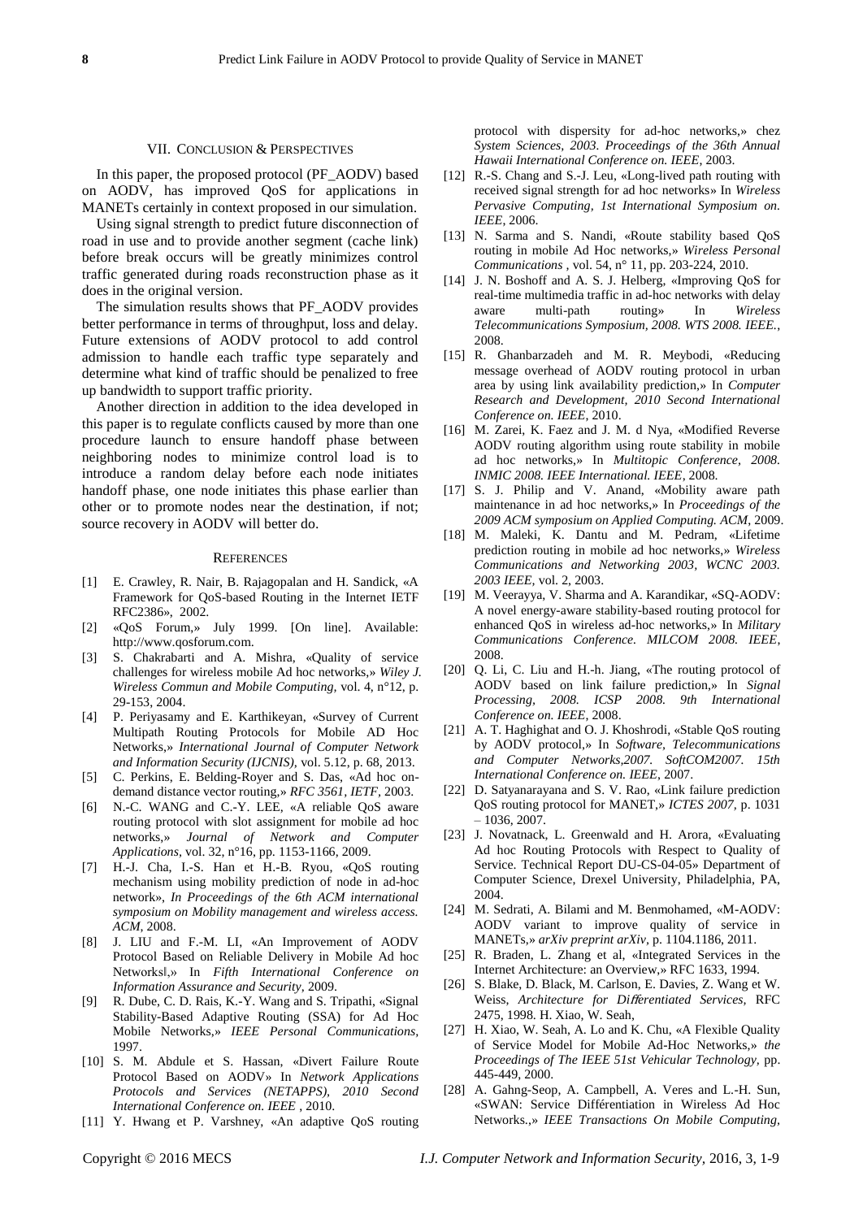## VII. Conclusion & Perspectives

In this paper, the proposed protocol (PF_AODV) based on AODV, has improved QoS for applications in MANETs certainly in context proposed in our simulation.

Using signal strength to predict future disconnection of road in use and to provide another segment (cache link) before break occurs will be greatly minimizes control traffic generated during roads reconstruction phase as it does in the original version.

The simulation results shows that PF_AODV provides better performance in terms of throughput, loss and delay. Future extensions of AODV protocol to add control admission to handle each traffic type separately and determine what kind of traffic should be penalized to free up bandwidth to support traffic priority.

Another direction in addition to the idea developed in this paper is to regulate conflicts caused by more than one procedure launch to ensure handoff phase between neighboring nodes to minimize control load is to introduce a random delay before each node initiates handoff phase, one node initiates this phase earlier than other or to promote nodes near the destination, if not; source recovery in AODV will better do.

## References

[1] E. Crawley, R. Nair, B. Rajagopalan and H. Sandick, «A Framework for QoS-based Routing in the Internet IETF RFC2386», 2002.

[2] «QoS Forum,» July 1999. [On line]. Available: http://www.qosforum.com.

[3] S. Chakrabarti and A. Mishra, «Quality of service challenges for wireless mobile Ad hoc networks,» *Wiley J. Wireless Commun and Mobile Computing*, vol. 4, n°12, p. 29-153, 2004.

[4] P. Periyasamy and E. Karthikeyan, «Survey of Current Multipath Routing Protocols for Mobile AD Hoc Networks,» *International Journal of Computer Network and Information Security (IJCNIS)*, vol. 5.12, p. 68, 2013.

[5] C. Perkins, E. Belding-Royer and S. Das, «Ad hoc on-demand distance vector routing,» *RFC 3561, IETF*, 2003.

[6] N.-C. WANG and C.-Y. LEE, «A reliable QoS aware routing protocol with slot assignment for mobile ad hoc networks,» *Journal of Network and Computer Applications*, vol. 32, n°16, pp. 1153-1166, 2009.

[7] H.-J. Cha, I.-S. Han et H.-B. Ryou, «QoS routing mechanism using mobility prediction of node in ad-hoc network», *In Proceedings of the 6th ACM international symposium on Mobility management and wireless access. ACM*, 2008.

[8] J. LIU and F.-M. LI, «An Improvement of AODV Protocol Based on Reliable Delivery in Mobile Ad hoc Networks‖,» In *Fifth International Conference on Information Assurance and Security*, 2009.

[9] R. Dube, C. D. Rais, K.-Y. Wang and S. Tripathi, «Signal Stability-Based Adaptive Routing (SSA) for Ad Hoc Mobile Networks,» *IEEE Personal Communications*, 1997.

[10] S. M. Abdule et S. Hassan, «Divert Failure Route Protocol Based on AODV» In *Network Applications Protocols and Services (NETAPPS), 2010 Second International Conference on. IEEE* , 2010.

[11] Y. Hwang et P. Varshney, «An adaptive QoS routing protocol with dispersity for ad-hoc networks,» chez *System Sciences, 2003. Proceedings of the 36th Annual Hawaii International Conference on. IEEE*, 2003.

[12] R.-S. Chang and S.-J. Leu, «Long-lived path routing with received signal strength for ad hoc networks» In *Wireless Pervasive Computing, 1st International Symposium on. IEEE*, 2006.

[13] N. Sarma and S. Nandi, «Route stability based QoS routing in mobile Ad Hoc networks,» *Wireless Personal Communications* , vol. 54, n° 11, pp. 203-224, 2010.

[14] J. N. Boshoff and A. S. J. Helberg, «Improving QoS for real-time multimedia traffic in ad-hoc networks with delay aware multi-path routing» In *Wireless Telecommunications Symposium, 2008. WTS 2008. IEEE.*, 2008.

[15] R. Ghanbarzadeh and M. R. Meybodi, «Reducing message overhead of AODV routing protocol in urban area by using link availability prediction,» In *Computer Research and Development, 2010 Second International Conference on. IEEE*, 2010.

[16] M. Zarei, K. Faez and J. M. d Nya, «Modified Reverse AODV routing algorithm using route stability in mobile ad hoc networks,» In *Multitopic Conference, 2008. INMIC 2008. IEEE International. IEEE*, 2008.

[17] S. J. Philip and V. Anand, «Mobility aware path maintenance in ad hoc networks,» In *Proceedings of the 2009 ACM symposium on Applied Computing. ACM*, 2009.

[18] M. Maleki, K. Dantu and M. Pedram, «Lifetime prediction routing in mobile ad hoc networks,» *Wireless Communications and Networking 2003, WCNC 2003. 2003 IEEE*, vol. 2, 2003.

[19] M. Veerayya, V. Sharma and A. Karandikar, «SQ-AODV: A novel energy-aware stability-based routing protocol for enhanced QoS in wireless ad-hoc networks,» In *Military Communications Conference. MILCOM 2008. IEEE*, 2008.

[20] Q. Li, C. Liu and H.-h. Jiang, «The routing protocol of AODV based on link failure prediction,» In *Signal Processing, 2008. ICSP 2008. 9th International Conference on. IEEE*, 2008.

[21] A. T. Haghighat and O. J. Khoshrodi, «Stable QoS routing by AODV protocol,» In *Software, Telecommunications and Computer Networks,2007. SoftCOM2007. 15th International Conference on. IEEE*, 2007.

[22] D. Satyanarayana and S. V. Rao, «Link failure prediction QoS routing protocol for MANET,» *ICTES 2007*, p. 1031 – 1036, 2007.

[23] J. Novatnack, L. Greenwald and H. Arora, «Evaluating Ad hoc Routing Protocols with Respect to Quality of Service. Technical Report DU-CS-04-05» Department of Computer Science, Drexel University, Philadelphia, PA, 2004.

[24] M. Sedrati, A. Bilami and M. Benmohamed, «M-AODV: AODV variant to improve quality of service in MANETs,» *arXiv preprint arXiv*, p. 1104.1186, 2011.

[25] R. Braden, L. Zhang et al, «Integrated Services in the Internet Architecture: an Overview,» RFC 1633, 1994.

[26] S. Blake, D. Black, M. Carlson, E. Davies, Z. Wang et W. Weiss, *Architecture for Differentiated Services*, RFC 2475, 1998. H. Xiao, W. Seah,

[27] H. Xiao, W. Seah, A. Lo and K. Chu, «A Flexible Quality of Service Model for Mobile Ad-Hoc Networks,» *the Proceedings of The IEEE 51st Vehicular Technology*, pp. 445-449, 2000.

[28] A. Gahng-Seop, A. Campbell, A. Veres and L.-H. Sun, «SWAN: Service Différentiation in Wireless Ad Hoc Networks.,» *IEEE Transactions On Mobile Computing*,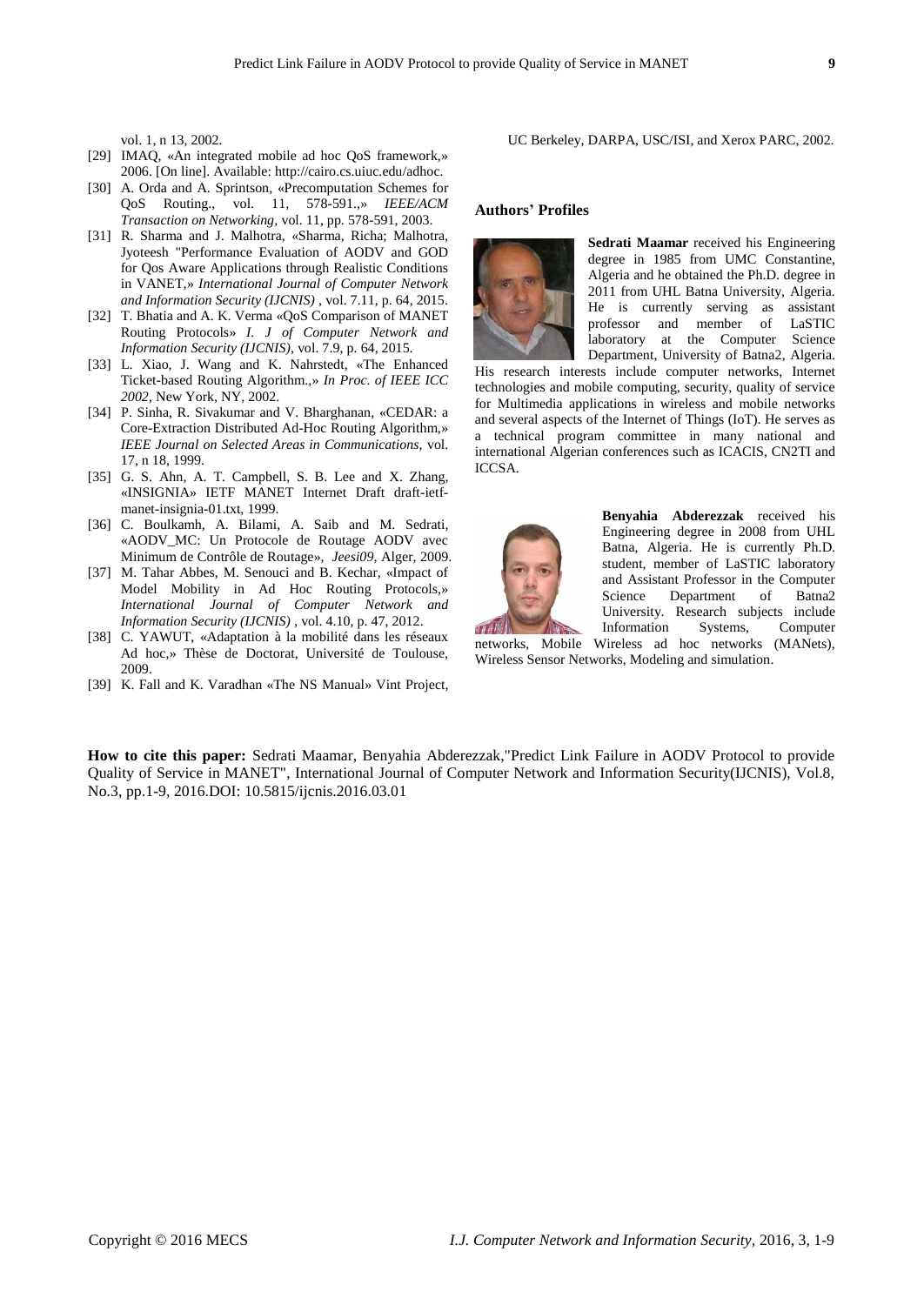vol. 1, n 13, 2002.

[29] IMAQ, «An integrated mobile ad hoc QoS framework,» 2006. [On line]. Available: http://cairo.cs.uiuc.edu/adhoc.

[30] A. Orda and A. Sprintson, «Precomputation Schemes for QoS Routing., vol. 11, 578-591.,» *IEEE/ACM Transaction on Networking,* vol. 11, pp. 578-591, 2003.

[31] R. Sharma and J. Malhotra, «Sharma, Richa; Malhotra, Jyoteesh "Performance Evaluation of AODV and GOD for Qos Aware Applications through Realistic Conditions in VANET,» *International Journal of Computer Network and Information Security (IJCNIS)* , vol. 7.11, p. 64, 2015.

[32] T. Bhatia and A. K. Verma «QoS Comparison of MANET Routing Protocols» *I. J of Computer Network and Information Security (IJCNIS),* vol. 7.9, p. 64, 2015.

[33] L. Xiao, J. Wang and K. Nahrstedt, «The Enhanced Ticket-based Routing Algorithm.,» *In Proc. of IEEE ICC 2002,* New York, NY, 2002.

[34] P. Sinha, R. Sivakumar and V. Bharghanan, «CEDAR: a Core-Extraction Distributed Ad-Hoc Routing Algorithm,» *IEEE Journal on Selected Areas in Communications,* vol. 17, n 18, 1999.

[35] G. S. Ahn, A. T. Campbell, S. B. Lee and X. Zhang, «INSIGNIA» IETF MANET Internet Draft draft-ietf-manet-insignia-01.txt, 1999.

[36] C. Boulkamh, A. Bilami, A. Saib and M. Sedrati, «AODV_MC: Un Protocole de Routage AODV avec Minimum de Contrôle de Routage», *Jeesi09*, Alger, 2009.

[37] M. Tahar Abbes, M. Senouci and B. Kechar, «Impact of Model Mobility in Ad Hoc Routing Protocols,» *International Journal of Computer Network and Information Security (IJCNIS)* , vol. 4.10, p. 47, 2012.

[38] C. YAWUT, «Adaptation à la mobilité dans les réseaux Ad hoc,» Thèse de Doctorat, Université de Toulouse, 2009.

[39] K. Fall and K. Varadhan «The NS Manual» Vint Project, UC Berkeley, DARPA, USC/ISI, and Xerox PARC, 2002.

## Authors' Profiles

**Sedrati Maamar** received his Engineering degree in 1985 from UMC Constantine, Algeria and he obtained the Ph.D. degree in 2011 from UHL Batna University, Algeria. He is currently serving as assistant professor and member of LaSTIC laboratory at the Computer Science Department, University of Batna2, Algeria. His research interests include computer networks, Internet technologies and mobile computing, security, quality of service for Multimedia applications in wireless and mobile networks and several aspects of the Internet of Things (IoT). He serves as a technical program committee in many national and international Algerian conferences such as ICACIS, CN2TI and ICCSA.

**Benyahia Abderezzak** received his Engineering degree in 2008 from UHL Batna, Algeria. He is currently Ph.D. student, member of LaSTIC laboratory and Assistant Professor in the Computer Science Department of Batna2 University. Research subjects include Information Systems, Computer networks, Mobile Wireless ad hoc networks (MANets), Wireless Sensor Networks, Modeling and simulation.

**How to cite this paper:** Sedrati Maamar, Benyahia Abderezzak,"Predict Link Failure in AODV Protocol to provide Quality of Service in MANET", International Journal of Computer Network and Information Security(IJCNIS), Vol.8, No.3, pp.1-9, 2016.DOI: 10.5815/ijcnis.2016.03.01